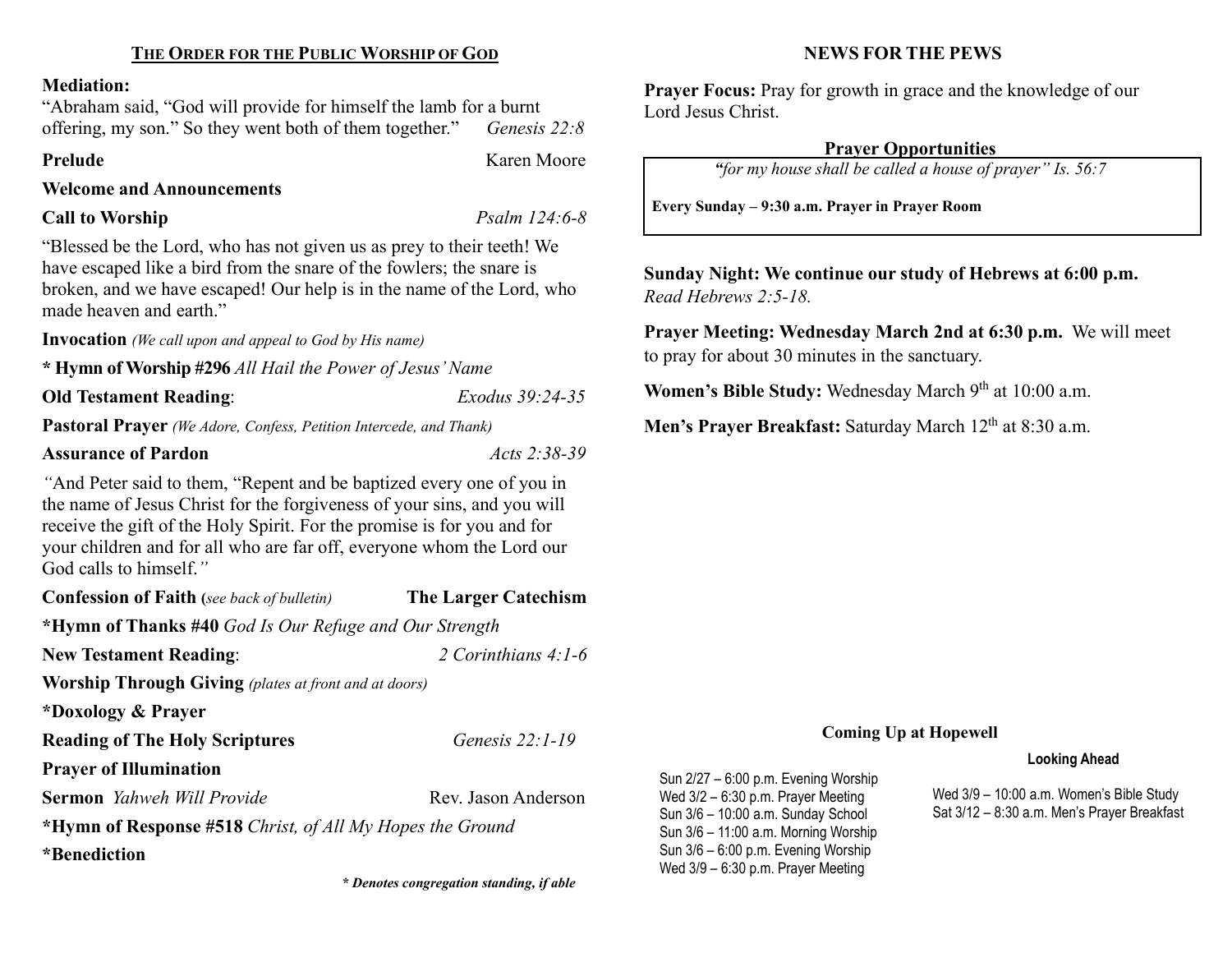## THE ORDER FOR THE PUBLIC WORSHIP OF GOD

**Mediation:**

"Abraham said, "God will provide for himself the lamb for a burnt offering, my son." So they went both of them together." *Genesis 22:8*

**Prelude** Karen Moore

**Welcome and Announcements**

**Call to Worship** *Psalm 124:6-8*

"Blessed be the Lord, who has not given us as prey to their teeth! We have escaped like a bird from the snare of the fowlers; the snare is broken, and we have escaped! Our help is in the name of the Lord, who made heaven and earth."

**Invocation** *(We call upon and appeal to God by His name)*

**\* Hymn of Worship #296** *All Hail the Power of Jesus' Name*

**Old Testament Reading**: *Exodus 39:24-35*

**Pastoral Prayer** *(We Adore, Confess, Petition Intercede, and Thank)*

**Assurance of Pardon** *Acts 2:38-39*

*"*And Peter said to them, "Repent and be baptized every one of you in the name of Jesus Christ for the forgiveness of your sins, and you will receive the gift of the Holy Spirit. For the promise is for you and for your children and for all who are far off, everyone whom the Lord our God calls to himself.*"*

**Confession of Faith (***see back of bulletin)* **The Larger Catechism**

**\*Hymn of Thanks #40** *God Is Our Refuge and Our Strength*

**New Testament Reading**: *2 Corinthians 4:1-6*

**Worship Through Giving** *(plates at front and at doors)*

**\*Doxology & Prayer**

**Reading of The Holy Scriptures** *Genesis 22:1-19*

**Prayer of Illumination**

**Sermon** *Yahweh Will Provide* Rev. Jason Anderson

**\*Hymn of Response #518** *Christ, of All My Hopes the Ground*

**\*Benediction**

***\* Denotes congregation standing, if able***

## NEWS FOR THE PEWS

**Prayer Focus:** Pray for growth in grace and the knowledge of our Lord Jesus Christ.

**Prayer Opportunities**

*"for my house shall be called a house of prayer" Is. 56:7*

**Every Sunday – 9:30 a.m. Prayer in Prayer Room**

**Sunday Night: We continue our study of Hebrews at 6:00 p.m.**
*Read Hebrews 2:5-18.*

**Prayer Meeting: Wednesday March 2nd at 6:30 p.m.** We will meet to pray for about 30 minutes in the sanctuary.

**Women's Bible Study:** Wednesday March 9th at 10:00 a.m.

**Men's Prayer Breakfast:** Saturday March 12th at 8:30 a.m.

**Coming Up at Hopewell**

Sun 2/27 – 6:00 p.m. Evening Worship
Wed 3/2 – 6:30 p.m. Prayer Meeting
Sun 3/6 – 10:00 a.m. Sunday School
Sun 3/6 – 11:00 a.m. Morning Worship
Sun 3/6 – 6:00 p.m. Evening Worship
Wed 3/9 – 6:30 p.m. Prayer Meeting

**Looking Ahead**

Wed 3/9 – 10:00 a.m. Women's Bible Study
Sat 3/12 – 8:30 a.m. Men's Prayer Breakfast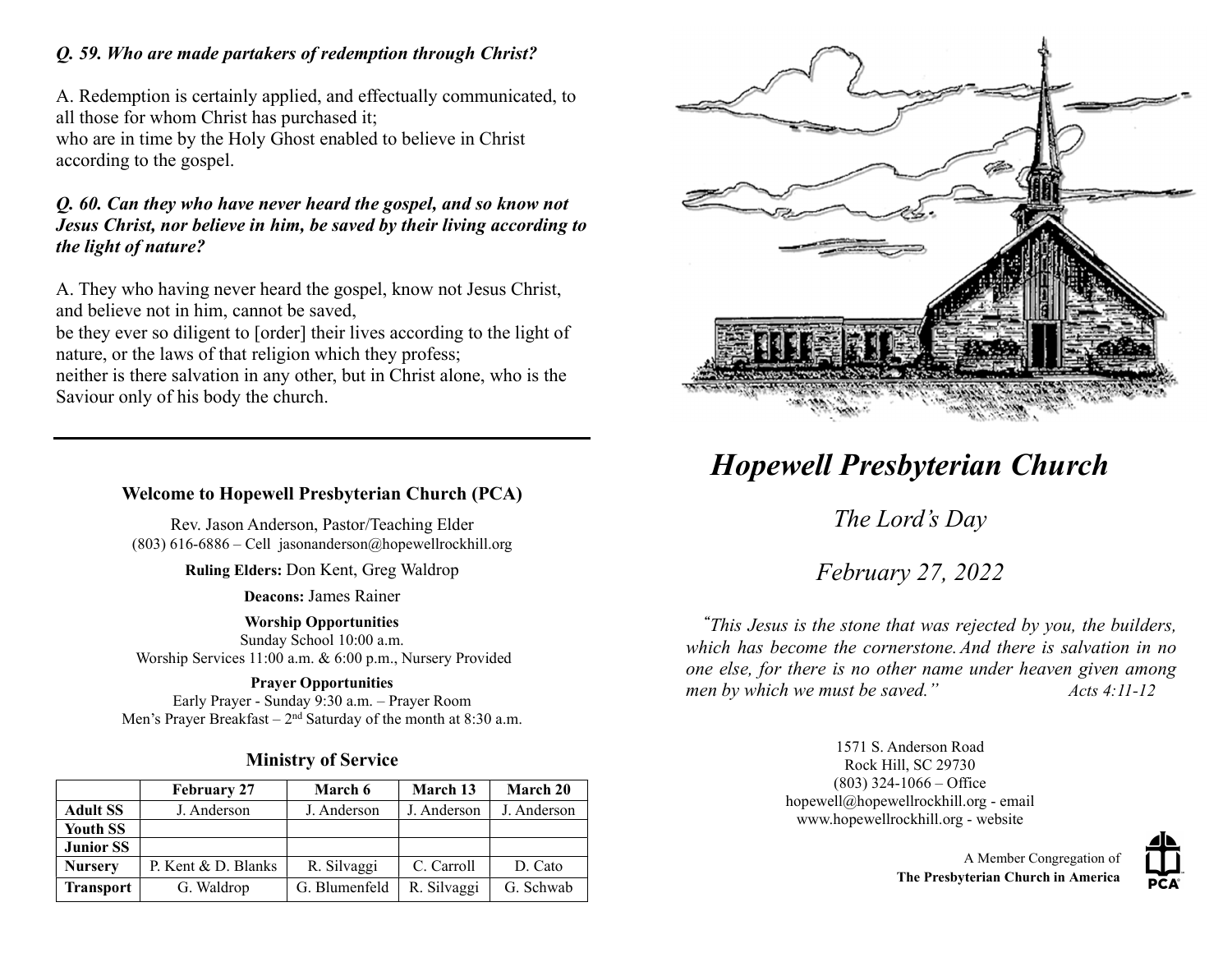***Q. 59. Who are made partakers of redemption through Christ?***

A. Redemption is certainly applied, and effectually communicated, to all those for whom Christ has purchased it;
who are in time by the Holy Ghost enabled to believe in Christ according to the gospel.

***Q. 60. Can they who have never heard the gospel, and so know not Jesus Christ, nor believe in him, be saved by their living according to the light of nature?***

A. They who having never heard the gospel, know not Jesus Christ, and believe not in him, cannot be saved,
be they ever so diligent to [order] their lives according to the light of nature, or the laws of that religion which they profess;
neither is there salvation in any other, but in Christ alone, who is the Saviour only of his body the church.

---

### Welcome to Hopewell Presbyterian Church (PCA)

Rev. Jason Anderson, Pastor/Teaching Elder
(803) 616-6886 – Cell jasonanderson@hopewellrockhill.org

**Ruling Elders:** Don Kent, Greg Waldrop

**Deacons:** James Rainer

**Worship Opportunities**
Sunday School 10:00 a.m.
Worship Services 11:00 a.m. & 6:00 p.m., Nursery Provided

**Prayer Opportunities**
Early Prayer - Sunday 9:30 a.m. – Prayer Room
Men's Prayer Breakfast – 2nd Saturday of the month at 8:30 a.m.

### Ministry of Service

| | February 27 | March 6 | March 13 | March 20 |
|---|---|---|---|---|
| **Adult SS** | J. Anderson | J. Anderson | J. Anderson | J. Anderson |
| **Youth SS** | | | | |
| **Junior SS** | | | | |
| **Nursery** | P. Kent & D. Blanks | R. Silvaggi | C. Carroll | D. Cato |
| **Transport** | G. Waldrop | G. Blumenfeld | R. Silvaggi | G. Schwab |

# *Hopewell Presbyterian Church*

*The Lord's Day*

*February 27, 2022*

*"This Jesus is the stone that was rejected by you, the builders, which has become the cornerstone. And there is salvation in no one else, for there is no other name under heaven given among men by which we must be saved."* *Acts 4:11-12*

1571 S. Anderson Road
Rock Hill, SC 29730
(803) 324-1066 – Office
hopewell@hopewellrockhill.org - email
www.hopewellrockhill.org - website

A Member Congregation of
**The Presbyterian Church in America**